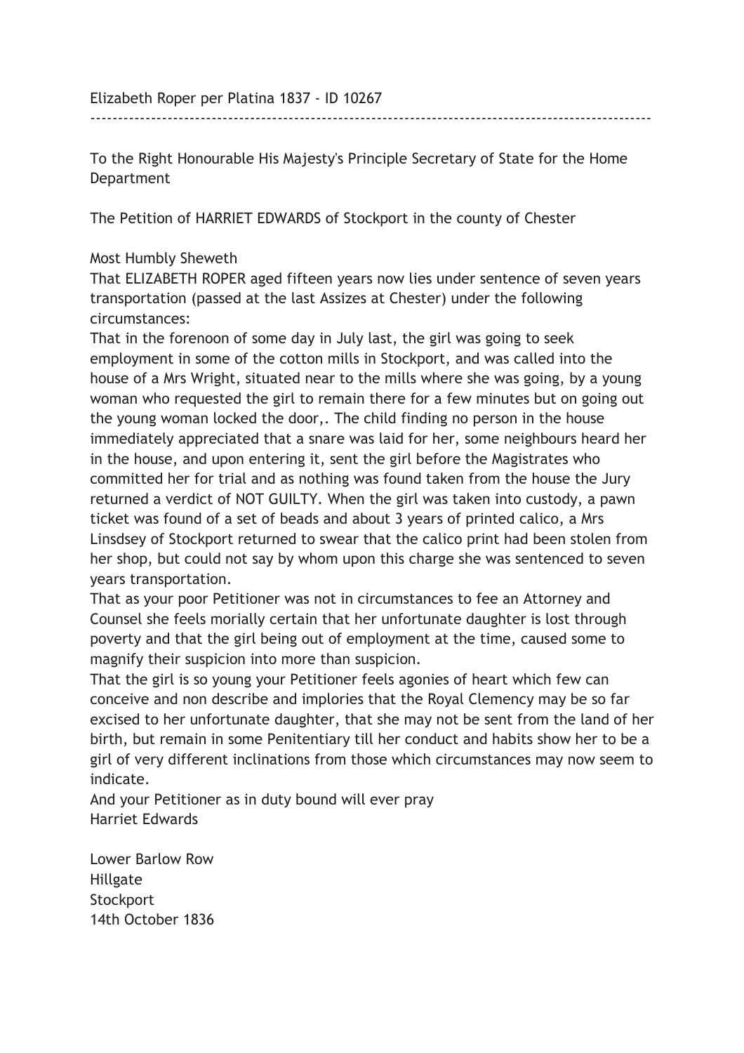Elizabeth Roper per Platina 1837 - ID 10267

---

To the Right Honourable His Majesty's Principle Secretary of State for the Home Department

The Petition of HARRIET EDWARDS of Stockport in the county of Chester

Most Humbly Sheweth

That ELIZABETH ROPER aged fifteen years now lies under sentence of seven years transportation (passed at the last Assizes at Chester) under the following circumstances:

That in the forenoon of some day in July last, the girl was going to seek employment in some of the cotton mills in Stockport, and was called into the house of a Mrs Wright, situated near to the mills where she was going, by a young woman who requested the girl to remain there for a few minutes but on going out the young woman locked the door,. The child finding no person in the house immediately appreciated that a snare was laid for her, some neighbours heard her in the house, and upon entering it, sent the girl before the Magistrates who committed her for trial and as nothing was found taken from the house the Jury returned a verdict of NOT GUILTY. When the girl was taken into custody, a pawn ticket was found of a set of beads and about 3 years of printed calico, a Mrs Linsdsey of Stockport returned to swear that the calico print had been stolen from her shop, but could not say by whom upon this charge she was sentenced to seven years transportation.

That as your poor Petitioner was not in circumstances to fee an Attorney and Counsel she feels morially certain that her unfortunate daughter is lost through poverty and that the girl being out of employment at the time, caused some to magnify their suspicion into more than suspicion.

That the girl is so young your Petitioner feels agonies of heart which few can conceive and non describe and implories that the Royal Clemency may be so far excised to her unfortunate daughter, that she may not be sent from the land of her birth, but remain in some Penitentiary till her conduct and habits show her to be a girl of very different inclinations from those which circumstances may now seem to indicate.

And your Petitioner as in duty bound will ever pray
Harriet Edwards

Lower Barlow Row
Hillgate
Stockport
14th October 1836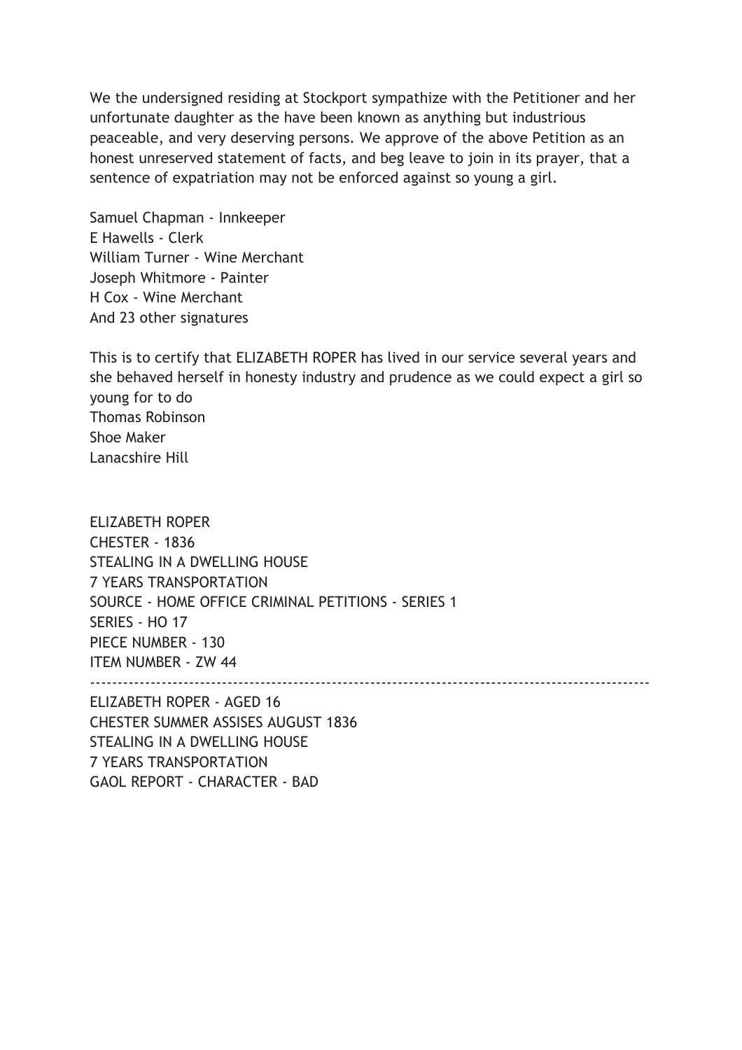We the undersigned residing at Stockport sympathize with the Petitioner and her unfortunate daughter as the have been known as anything but industrious peaceable, and very deserving persons. We approve of the above Petition as an honest unreserved statement of facts, and beg leave to join in its prayer, that a sentence of expatriation may not be enforced against so young a girl.

Samuel Chapman - Innkeeper
E Hawells - Clerk
William Turner - Wine Merchant
Joseph Whitmore - Painter
H Cox - Wine Merchant
And 23 other signatures

This is to certify that ELIZABETH ROPER has lived in our service several years and she behaved herself in honesty industry and prudence as we could expect a girl so young for to do
Thomas Robinson
Shoe Maker
Lanacshire Hill

ELIZABETH ROPER
CHESTER - 1836
STEALING IN A DWELLING HOUSE
7 YEARS TRANSPORTATION
SOURCE - HOME OFFICE CRIMINAL PETITIONS - SERIES 1
SERIES - HO 17
PIECE NUMBER - 130
ITEM NUMBER - ZW 44

---

ELIZABETH ROPER - AGED 16
CHESTER SUMMER ASSISES AUGUST 1836
STEALING IN A DWELLING HOUSE
7 YEARS TRANSPORTATION
GAOL REPORT - CHARACTER - BAD